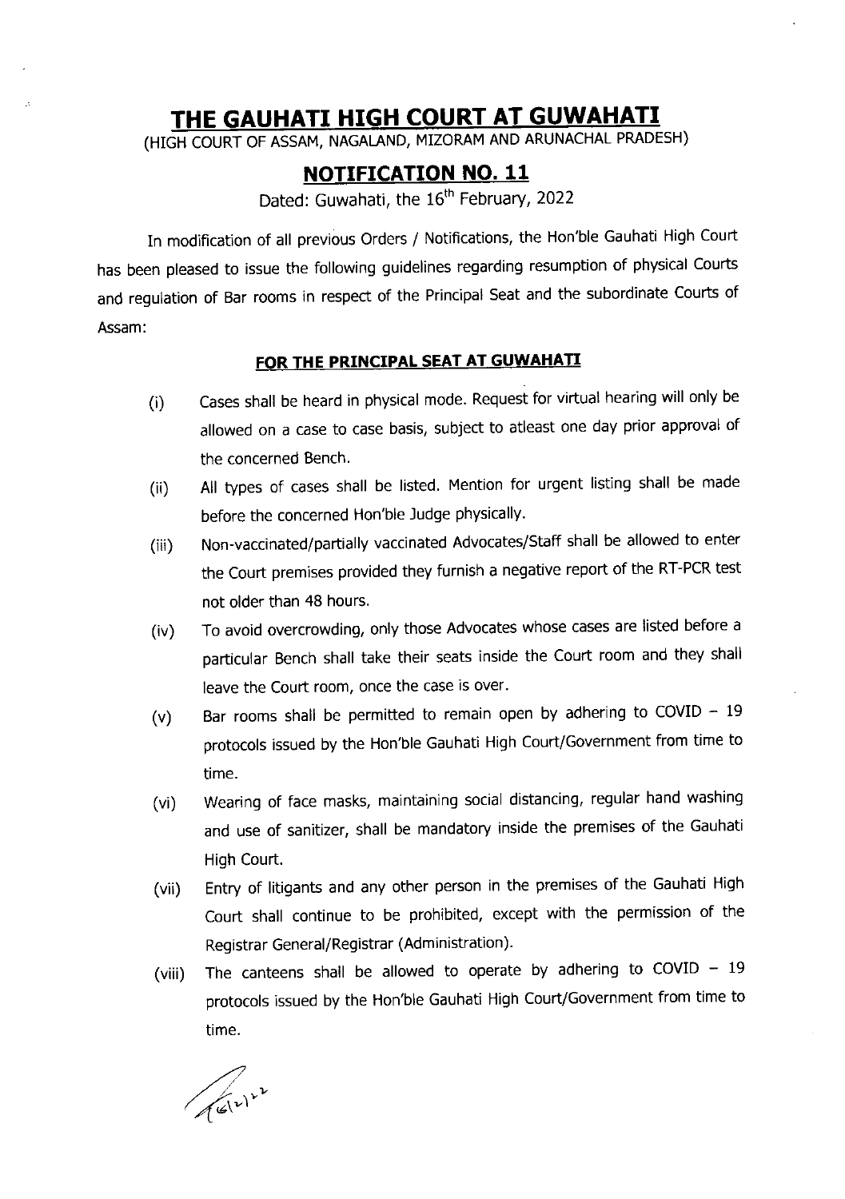# THE GAUHATI HIGH COURT AT GUWAHATI

(HIGH COURT OF ASSAM, NAGALAND, MIZORAM AND ARUNACHAL PRADESH)

## NOTIFICATION NO. 11

Dated: Guwahati, the 16th February, 2022

In modification of all previous Orders / Notifications, the Hon'ble Gauhati High Court has been pleased to issue the following guidelines regarding resumption of physical Courts and regulation of Bar rooms in respect of the Principal Seat and the subordinate Courts of Assam:

### FOR THE PRINCIPAL SEAT AT GUWAHATI

(i) Cases shall be heard in physical mode. Request for virtual hearing will only be allowed on a case to case basis, subject to atleast one day prior approval of the concerned Bench.

(ii) All types of cases shall be listed. Mention for urgent listing shall be made before the concerned Hon'ble Judge physically.

(iii) Non-vaccinated/partially vaccinated Advocates/Staff shall be allowed to enter the Court premises provided they furnish a negative report of the RT-PCR test not older than 48 hours.

(iv) To avoid overcrowding, only those Advocates whose cases are listed before a particular Bench shall take their seats inside the Court room and they shall leave the Court room, once the case is over.

(v) Bar rooms shall be permitted to remain open by adhering to COVID – 19 protocols issued by the Hon'ble Gauhati High Court/Government from time to time.

(vi) Wearing of face masks, maintaining social distancing, regular hand washing and use of sanitizer, shall be mandatory inside the premises of the Gauhati High Court.

(vii) Entry of litigants and any other person in the premises of the Gauhati High Court shall continue to be prohibited, except with the permission of the Registrar General/Registrar (Administration).

(viii) The canteens shall be allowed to operate by adhering to COVID – 19 protocols issued by the Hon'ble Gauhati High Court/Government from time to time.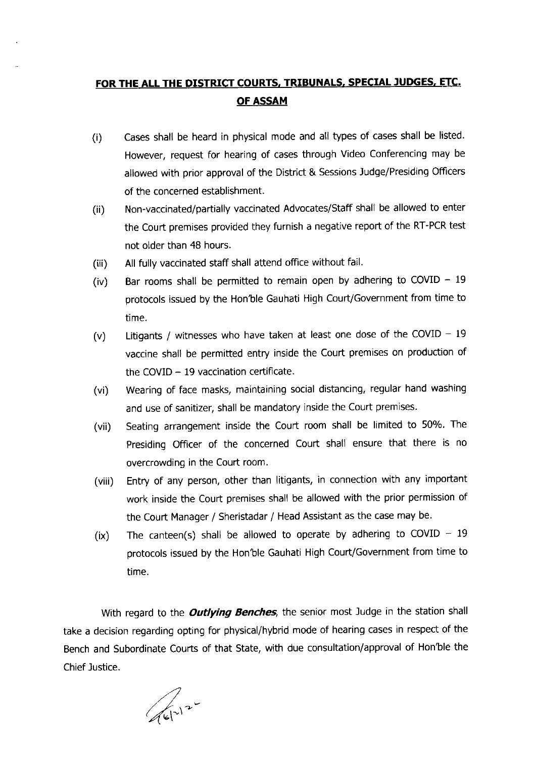## FOR THE ALL THE DISTRICT COURTS, TRIBUNALS, SPECIAL JUDGES, ETC. OF ASSAM

(i) Cases shall be heard in physical mode and all types of cases shall be listed. However, request for hearing of cases through Video Conferencing may be allowed with prior approval of the District & Sessions Judge/Presiding Officers of the concerned establishment.

(ii) Non-vaccinated/partially vaccinated Advocates/Staff shall be allowed to enter the Court premises provided they furnish a negative report of the RT-PCR test not older than 48 hours.

(iii) All fully vaccinated staff shall attend office without fail.

(iv) Bar rooms shall be permitted to remain open by adhering to COVID – 19 protocols issued by the Hon'ble Gauhati High Court/Government from time to time.

(v) Litigants / witnesses who have taken at least one dose of the COVID – 19 vaccine shall be permitted entry inside the Court premises on production of the COVID – 19 vaccination certificate.

(vi) Wearing of face masks, maintaining social distancing, regular hand washing and use of sanitizer, shall be mandatory inside the Court premises.

(vii) Seating arrangement inside the Court room shall be limited to 50%. The Presiding Officer of the concerned Court shall ensure that there is no overcrowding in the Court room.

(viii) Entry of any person, other than litigants, in connection with any important work inside the Court premises shall be allowed with the prior permission of the Court Manager / Sheristadar / Head Assistant as the case may be.

(ix) The canteen(s) shall be allowed to operate by adhering to COVID – 19 protocols issued by the Hon'ble Gauhati High Court/Government from time to time.

With regard to the ***Outlying Benches***, the senior most Judge in the station shall take a decision regarding opting for physical/hybrid mode of hearing cases in respect of the Bench and Subordinate Courts of that State, with due consultation/approval of Hon'ble the Chief Justice.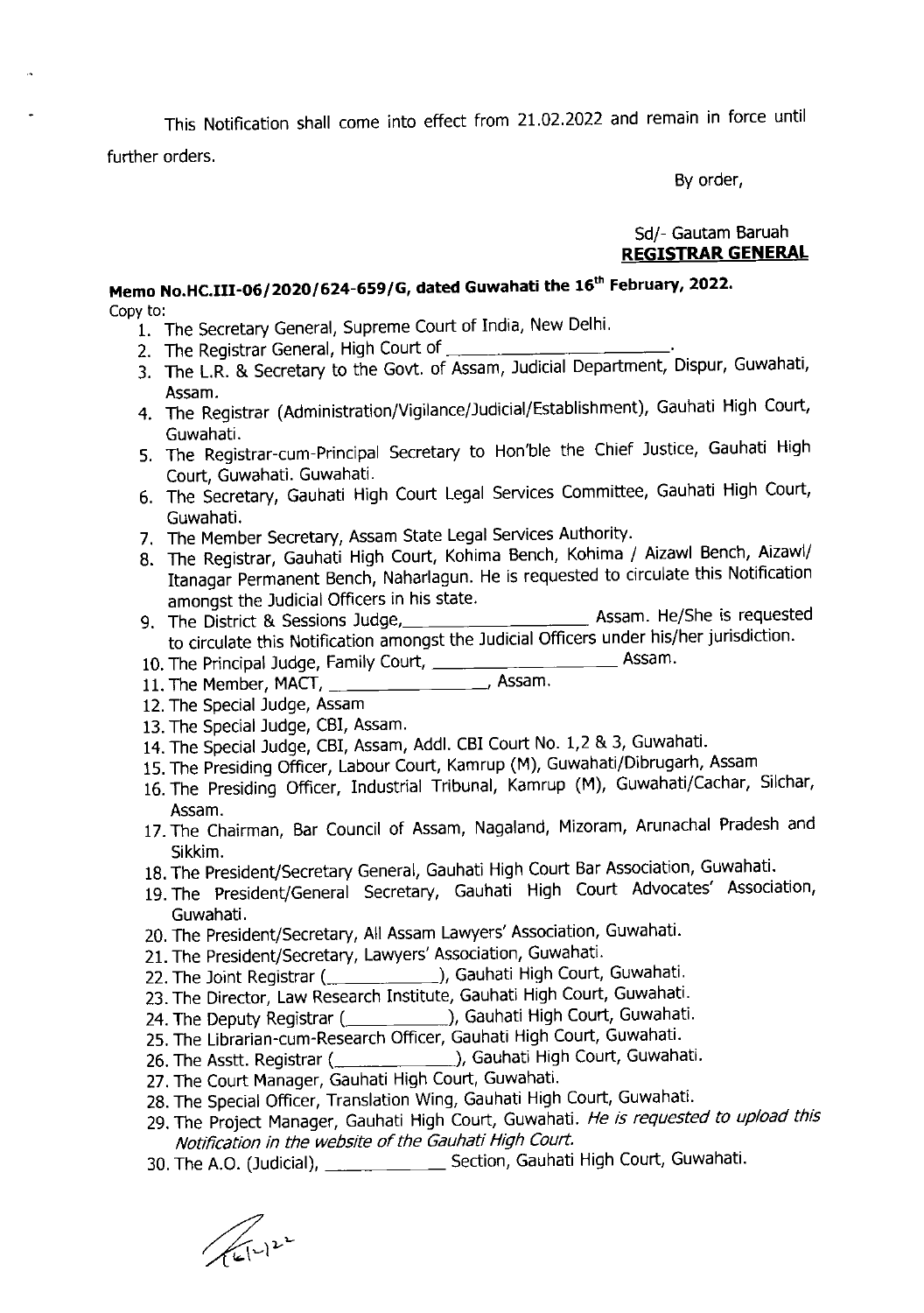This Notification shall come into effect from 21.02.2022 and remain in force until further orders.

By order,

Sd/- Gautam Baruah
**REGISTRAR GENERAL**

**Memo No.HC.III-06/2020/624-659/G, dated Guwahati the 16th February, 2022.**

Copy to:

1. The Secretary General, Supreme Court of India, New Delhi.
2. The Registrar General, High Court of ____________________.
3. The L.R. & Secretary to the Govt. of Assam, Judicial Department, Dispur, Guwahati, Assam.
4. The Registrar (Administration/Vigilance/Judicial/Establishment), Gauhati High Court, Guwahati.
5. The Registrar-cum-Principal Secretary to Hon'ble the Chief Justice, Gauhati High Court, Guwahati. Guwahati.
6. The Secretary, Gauhati High Court Legal Services Committee, Gauhati High Court, Guwahati.
7. The Member Secretary, Assam State Legal Services Authority.
8. The Registrar, Gauhati High Court, Kohima Bench, Kohima / Aizawl Bench, Aizawl/ Itanagar Permanent Bench, Naharlagun. He is requested to circulate this Notification amongst the Judicial Officers in his state.
9. The District & Sessions Judge,____________________ Assam. He/She is requested to circulate this Notification amongst the Judicial Officers under his/her jurisdiction.
10. The Principal Judge, Family Court, ____________________ Assam.
11. The Member, MACT, ________________, Assam.
12. The Special Judge, Assam
13. The Special Judge, CBI, Assam.
14. The Special Judge, CBI, Assam, Addl. CBI Court No. 1,2 & 3, Guwahati.
15. The Presiding Officer, Labour Court, Kamrup (M), Guwahati/Dibrugarh, Assam
16. The Presiding Officer, Industrial Tribunal, Kamrup (M), Guwahati/Cachar, Silchar, Assam.
17. The Chairman, Bar Council of Assam, Nagaland, Mizoram, Arunachal Pradesh and Sikkim.
18. The President/Secretary General, Gauhati High Court Bar Association, Guwahati.
19. The President/General Secretary, Gauhati High Court Advocates' Association, Guwahati.
20. The President/Secretary, All Assam Lawyers' Association, Guwahati.
21. The President/Secretary, Lawyers' Association, Guwahati.
22. The Joint Registrar (____________), Gauhati High Court, Guwahati.
23. The Director, Law Research Institute, Gauhati High Court, Guwahati.
24. The Deputy Registrar (____________), Gauhati High Court, Guwahati.
25. The Librarian-cum-Research Officer, Gauhati High Court, Guwahati.
26. The Asstt. Registrar (______________), Gauhati High Court, Guwahati.
27. The Court Manager, Gauhati High Court, Guwahati.
28. The Special Officer, Translation Wing, Gauhati High Court, Guwahati.
29. The Project Manager, Gauhati High Court, Guwahati. *He is requested to upload this Notification in the website of the Gauhati High Court.*
30. The A.O. (Judicial), _____________ Section, Gauhati High Court, Guwahati.

16/2/22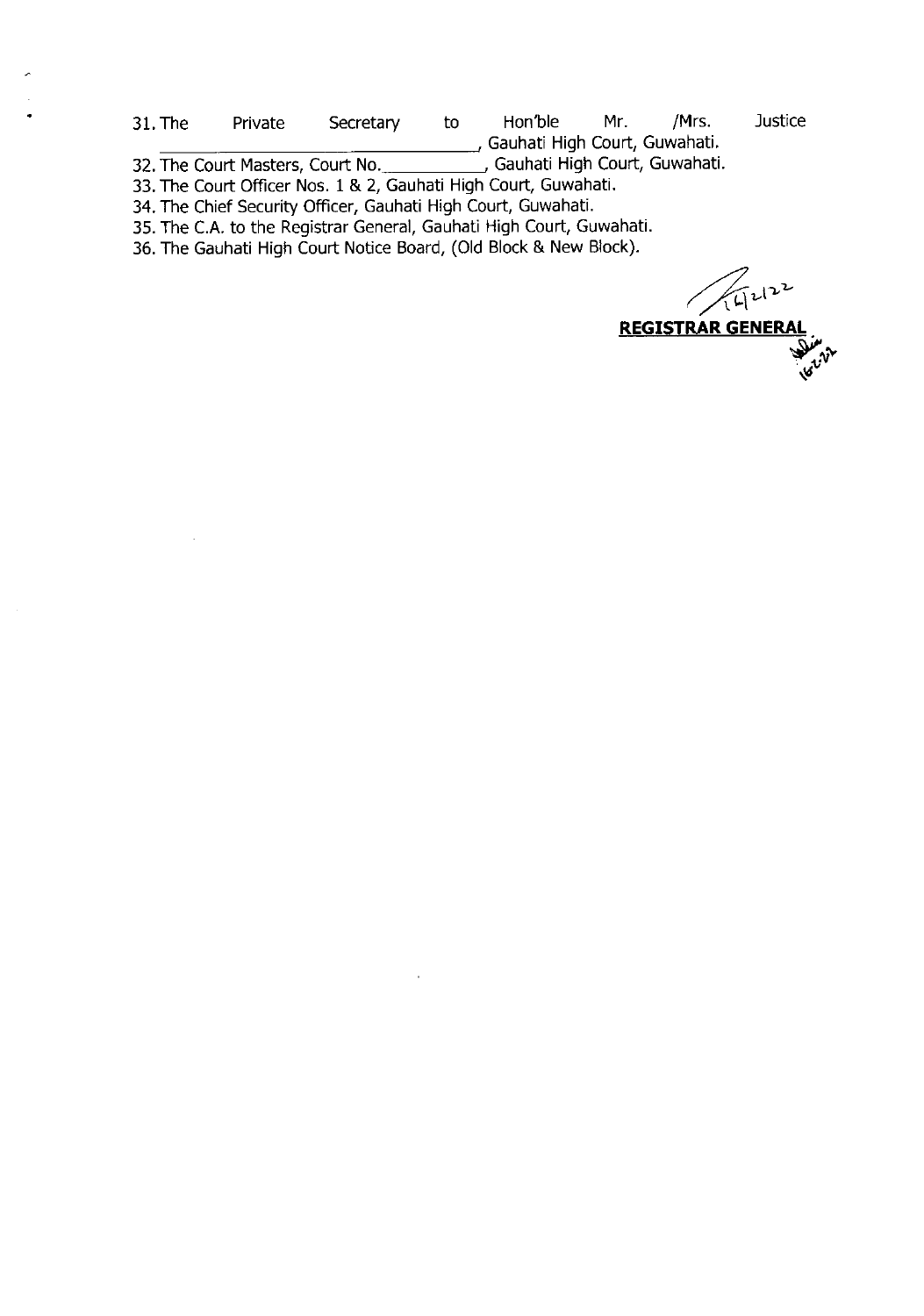31. The Private Secretary to Hon'ble Mr. /Mrs. Justice ________________________________, Gauhati High Court, Guwahati.
32. The Court Masters, Court No.___________, Gauhati High Court, Guwahati.
33. The Court Officer Nos. 1 & 2, Gauhati High Court, Guwahati.
34. The Chief Security Officer, Gauhati High Court, Guwahati.
35. The C.A. to the Registrar General, Gauhati High Court, Guwahati.
36. The Gauhati High Court Notice Board, (Old Block & New Block).

16/2/22

**REGISTRAR GENERAL**

16.2.22